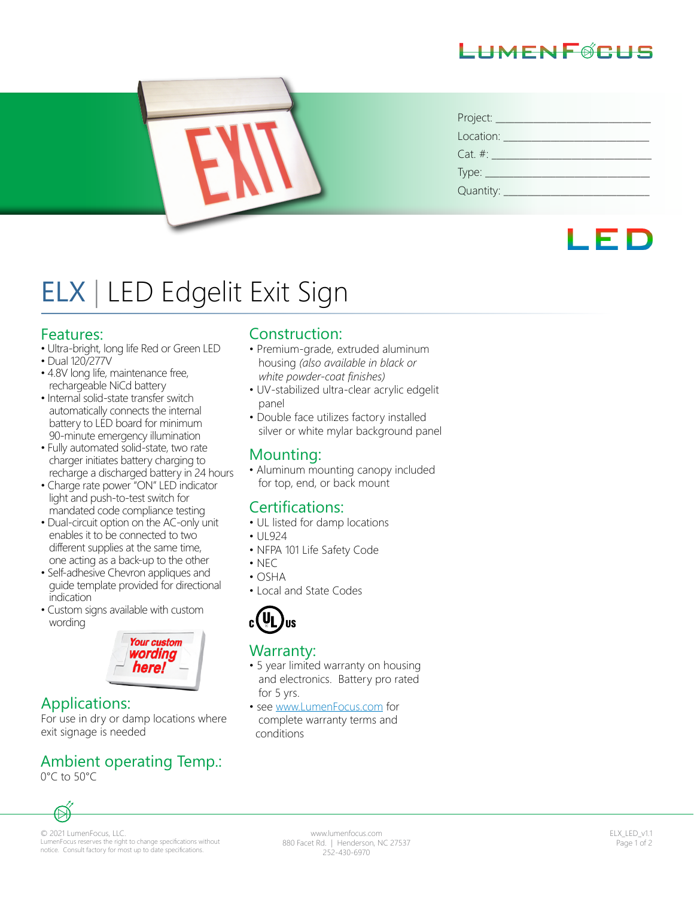LUMENFOCUS

Project: ___________________________

Location: __________________________

Cat. #: ____________________________

Type: ______________________________

Quantity: __________________________

LED

# ELX | LED Edgelit Exit Sign

## Features:

- Ultra-bright, long life Red or Green LED
- Dual 120/277V
- 4.8V long life, maintenance free, rechargeable NiCd battery
- Internal solid-state transfer switch automatically connects the internal battery to LED board for minimum 90-minute emergency illumination
- Fully automated solid-state, two rate charger initiates battery charging to recharge a discharged battery in 24 hours
- Charge rate power "ON" LED indicator light and push-to-test switch for mandated code compliance testing
- Dual-circuit option on the AC-only unit enables it to be connected to two different supplies at the same time, one acting as a back-up to the other
- Self-adhesive Chevron appliques and guide template provided for directional indication
- Custom signs available with custom wording

## Applications:

For use in dry or damp locations where exit signage is needed

## Ambient operating Temp.:

0°C to 50°C

## Construction:

- Premium-grade, extruded aluminum housing *(also available in black or white powder-coat finishes)*
- UV-stabilized ultra-clear acrylic edgelit panel
- Double face utilizes factory installed silver or white mylar background panel

## Mounting:

- Aluminum mounting canopy included for top, end, or back mount

## Certifications:

- UL listed for damp locations
- UL924
- NFPA 101 Life Safety Code
- NEC
- OSHA
- Local and State Codes

## Warranty:

- 5 year limited warranty on housing and electronics. Battery pro rated for 5 yrs.
- see www.LumenFocus.com for complete warranty terms and conditions

© 2021 LumenFocus, LLC.
LumenFocus reserves the right to change specifications without notice. Consult factory for most up to date specifications.

www.lumenfocus.com
880 Facet Rd. | Henderson, NC 27537
252-430-6970

ELX_LED_v1.1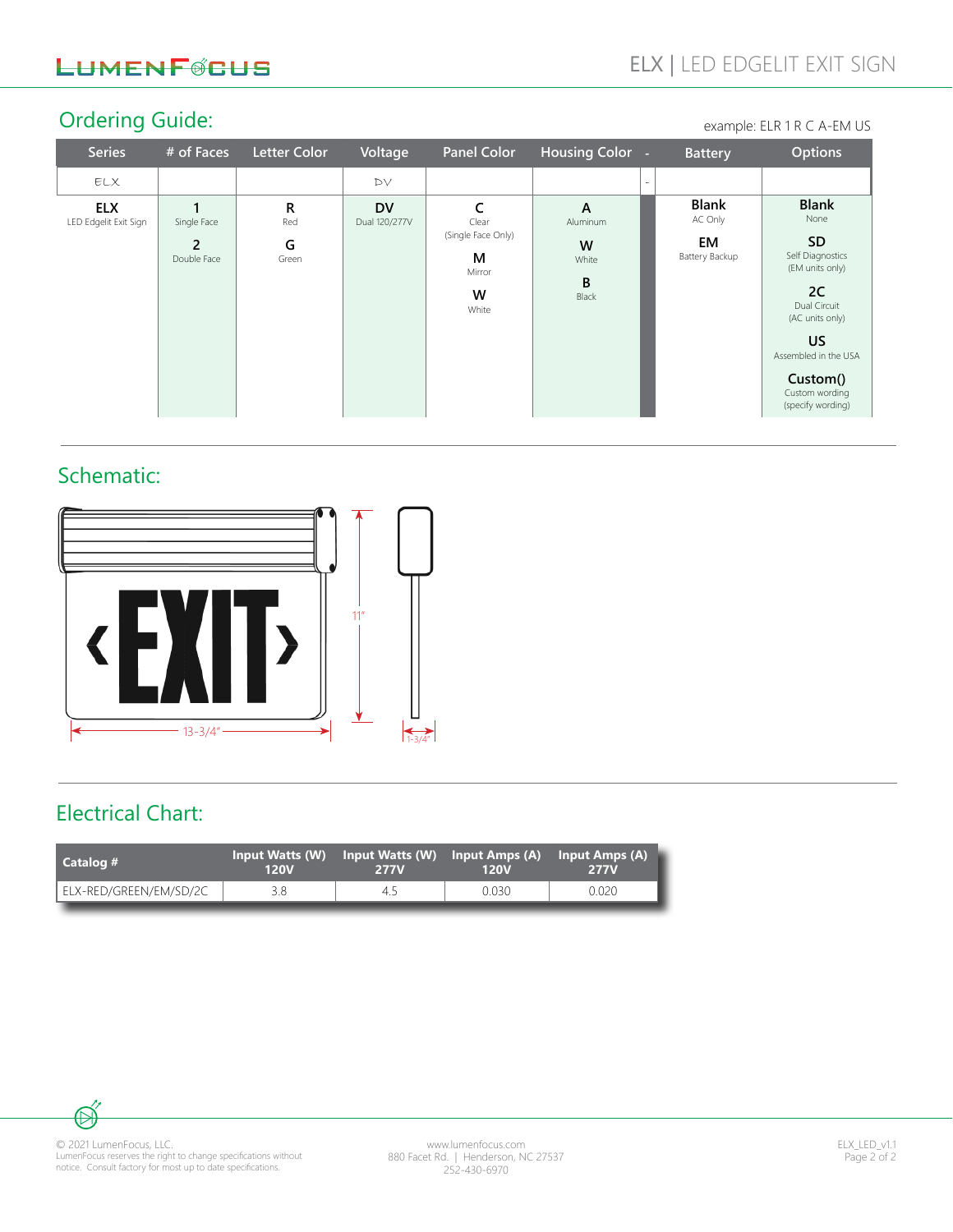## Ordering Guide:

example: ELR 1 R C A-EM US

| Series | # of Faces | Letter Color | Voltage | Panel Color | Housing Color | - | Battery | Options |
|---|---|---|---|---|---|---|---|---|
| ELX | | | DV | | | - | | |
| **ELX** LED Edgelit Exit Sign | **1** Single Face<br>**2** Double Face | **R** Red<br>**G** Green | **DV** Dual 120/277V | **C** Clear (Single Face Only)<br>**M** Mirror<br>**W** White | **A** Aluminum<br>**W** White<br>**B** Black | | **Blank** AC Only<br>**EM** Battery Backup | **Blank** None<br>**SD** Self Diagnostics (EM units only)<br>**2C** Dual Circuit (AC units only)<br>**US** Assembled in the USA<br>**Custom()** Custom wording (specify wording) |

## Schematic:

13-3/4"

11"

1-3/4"

## Electrical Chart:

| Catalog # | Input Watts (W) 120V | Input Watts (W) 277V | Input Amps (A) 120V | Input Amps (A) 277V |
|---|---|---|---|---|
| ELX-RED/GREEN/EM/SD/2C | 3.8 | 4.5 | 0.030 | 0.020 |

© 2021 LumenFocus, LLC.
LumenFocus reserves the right to change specifications without notice. Consult factory for most up to date specifications.

www.lumenfocus.com
880 Facet Rd. | Henderson, NC 27537
252-430-6970

ELX_LED_v1.1